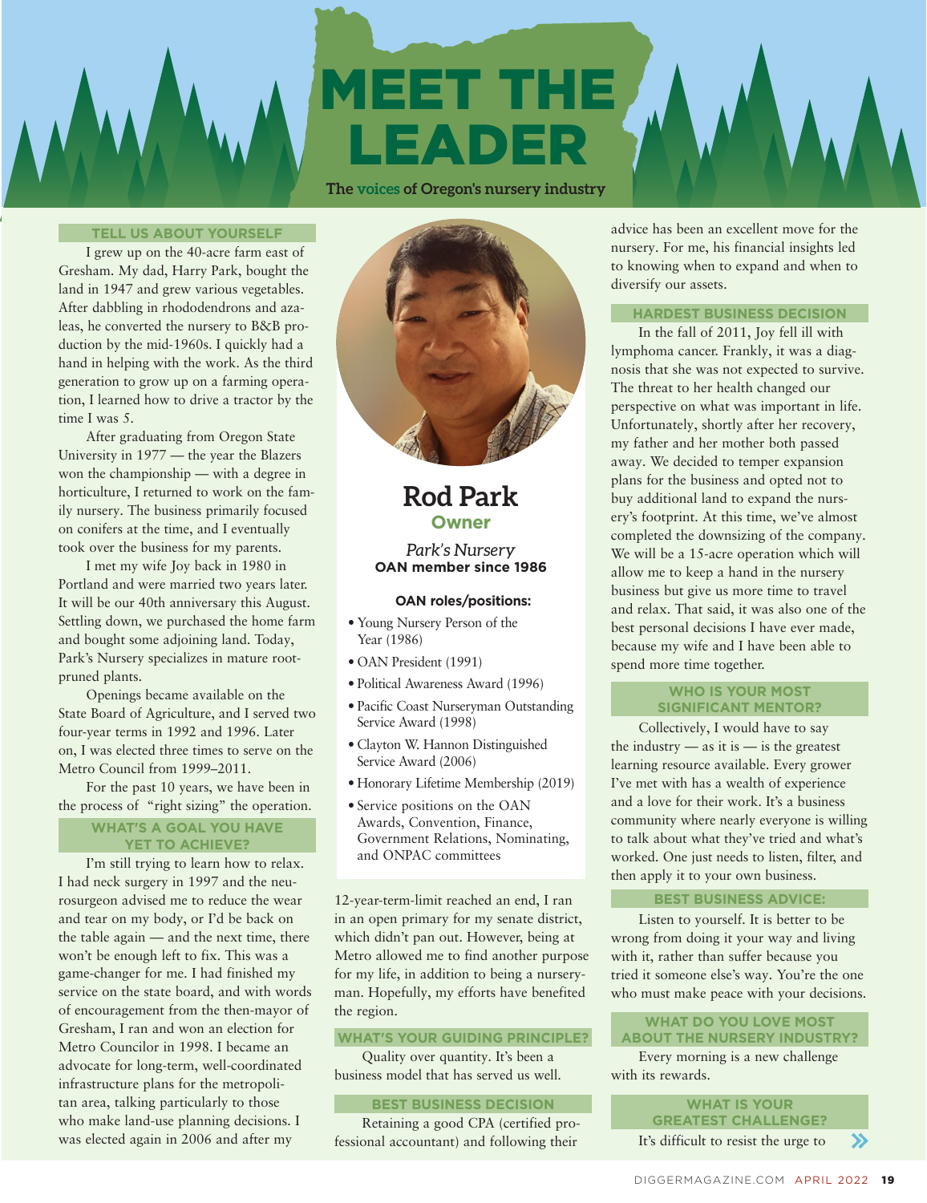# MEET THE LEADER

The voices of Oregon's nursery industry

## Rod Park

**Owner**

*Park's Nursery*

**OAN member since 1986**

**OAN roles/positions:**

- Young Nursery Person of the Year (1986)
- OAN President (1991)
- Political Awareness Award (1996)
- Pacific Coast Nurseryman Outstanding Service Award (1998)
- Clayton W. Hannon Distinguished Service Award (2006)
- Honorary Lifetime Membership (2019)
- Service positions on the OAN Awards, Convention, Finance, Government Relations, Nominating, and ONPAC committees

### TELL US ABOUT YOURSELF

I grew up on the 40-acre farm east of Gresham. My dad, Harry Park, bought the land in 1947 and grew various vegetables. After dabbling in rhododendrons and azaleas, he converted the nursery to B&B production by the mid-1960s. I quickly had a hand in helping with the work. As the third generation to grow up on a farming operation, I learned how to drive a tractor by the time I was 5.

After graduating from Oregon State University in 1977 — the year the Blazers won the championship — with a degree in horticulture, I returned to work on the family nursery. The business primarily focused on conifers at the time, and I eventually took over the business for my parents.

I met my wife Joy back in 1980 in Portland and were married two years later. It will be our 40th anniversary this August. Settling down, we purchased the home farm and bought some adjoining land. Today, Park's Nursery specializes in mature root-pruned plants.

Openings became available on the State Board of Agriculture, and I served two four-year terms in 1992 and 1996. Later on, I was elected three times to serve on the Metro Council from 1999–2011.

For the past 10 years, we have been in the process of "right sizing" the operation.

### WHAT'S A GOAL YOU HAVE YET TO ACHIEVE?

I'm still trying to learn how to relax. I had neck surgery in 1997 and the neurosurgeon advised me to reduce the wear and tear on my body, or I'd be back on the table again — and the next time, there won't be enough left to fix. This was a game-changer for me. I had finished my service on the state board, and with words of encouragement from the then-mayor of Gresham, I ran and won an election for Metro Councilor in 1998. I became an advocate for long-term, well-coordinated infrastructure plans for the metropolitan area, talking particularly to those who make land-use planning decisions. I was elected again in 2006 and after my 12-year-term-limit reached an end, I ran in an open primary for my senate district, which didn't pan out. However, being at Metro allowed me to find another purpose for my life, in addition to being a nurseryman. Hopefully, my efforts have benefited the region.

### WHAT'S YOUR GUIDING PRINCIPLE?

Quality over quantity. It's been a business model that has served us well.

### BEST BUSINESS DECISION

Retaining a good CPA (certified professional accountant) and following their advice has been an excellent move for the nursery. For me, his financial insights led to knowing when to expand and when to diversify our assets.

### HARDEST BUSINESS DECISION

In the fall of 2011, Joy fell ill with lymphoma cancer. Frankly, it was a diagnosis that she was not expected to survive. The threat to her health changed our perspective on what was important in life. Unfortunately, shortly after her recovery, my father and her mother both passed away. We decided to temper expansion plans for the business and opted not to buy additional land to expand the nursery's footprint. At this time, we've almost completed the downsizing of the company. We will be a 15-acre operation which will allow me to keep a hand in the nursery business but give us more time to travel and relax. That said, it was also one of the best personal decisions I have ever made, because my wife and I have been able to spend more time together.

### WHO IS YOUR MOST SIGNIFICANT MENTOR?

Collectively, I would have to say the industry — as it is — is the greatest learning resource available. Every grower I've met with has a wealth of experience and a love for their work. It's a business community where nearly everyone is willing to talk about what they've tried and what's worked. One just needs to listen, filter, and then apply it to your own business.

### BEST BUSINESS ADVICE:

Listen to yourself. It is better to be wrong from doing it your way and living with it, rather than suffer because you tried it someone else's way. You're the one who must make peace with your decisions.

### WHAT DO YOU LOVE MOST ABOUT THE NURSERY INDUSTRY?

Every morning is a new challenge with its rewards.

### WHAT IS YOUR GREATEST CHALLENGE?

It's difficult to resist the urge to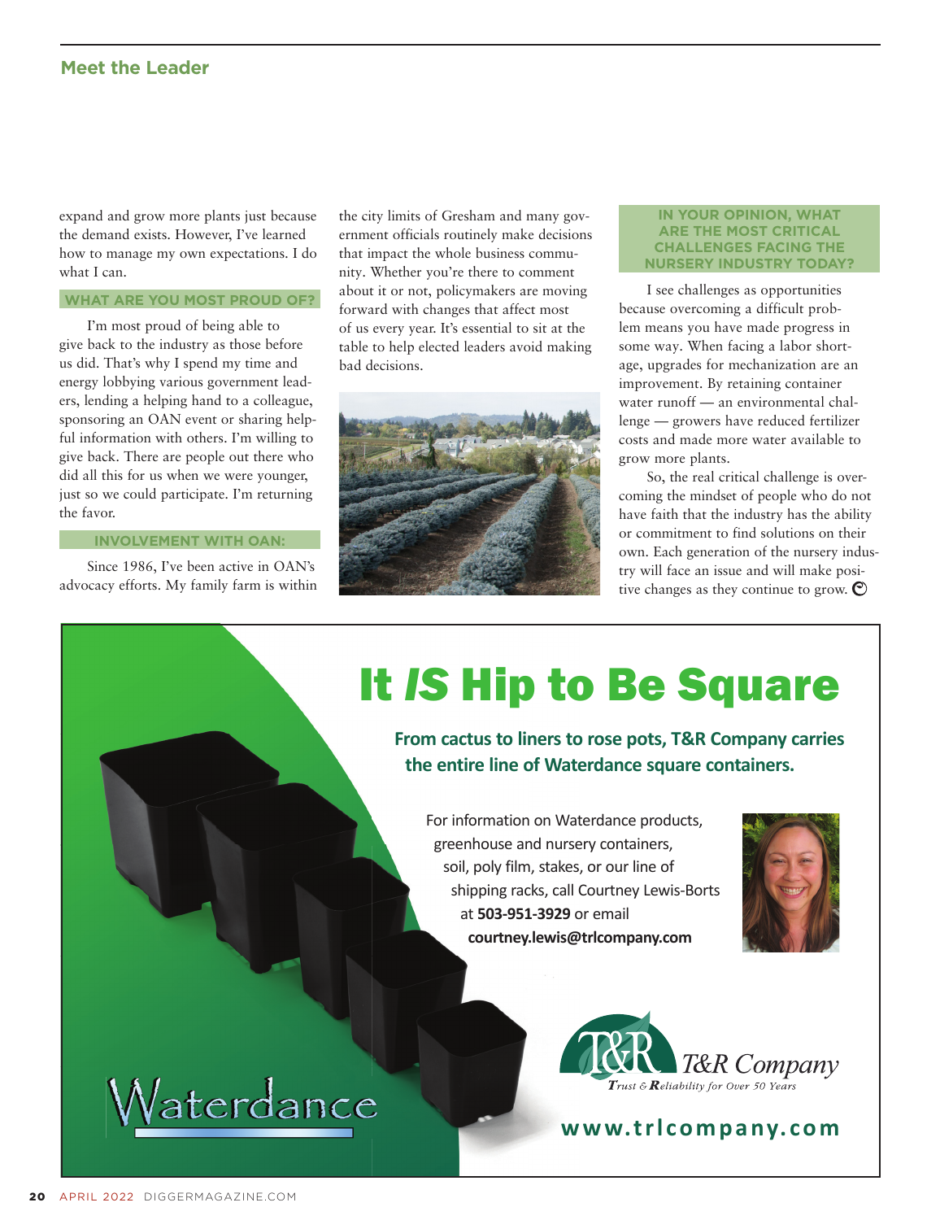expand and grow more plants just because the demand exists. However, I've learned how to manage my own expectations. I do what I can.

### WHAT ARE YOU MOST PROUD OF?

I'm most proud of being able to give back to the industry as those before us did. That's why I spend my time and energy lobbying various government leaders, lending a helping hand to a colleague, sponsoring an OAN event or sharing helpful information with others. I'm willing to give back. There are people out there who did all this for us when we were younger, just so we could participate. I'm returning the favor.

### INVOLVEMENT WITH OAN:

Since 1986, I've been active in OAN's advocacy efforts. My family farm is within the city limits of Gresham and many government officials routinely make decisions that impact the whole business community. Whether you're there to comment about it or not, policymakers are moving forward with changes that affect most of us every year. It's essential to sit at the table to help elected leaders avoid making bad decisions.

### IN YOUR OPINION, WHAT ARE THE MOST CRITICAL CHALLENGES FACING THE NURSERY INDUSTRY TODAY?

I see challenges as opportunities because overcoming a difficult problem means you have made progress in some way. When facing a labor shortage, upgrades for mechanization are an improvement. By retaining container water runoff — an environmental challenge — growers have reduced fertilizer costs and made more water available to grow more plants.

So, the real critical challenge is overcoming the mindset of people who do not have faith that the industry has the ability or commitment to find solutions on their own. Each generation of the nursery industry will face an issue and will make positive changes as they continue to grow.

# It *IS* Hip to Be Square

**From cactus to liners to rose pots, T&R Company carries the entire line of Waterdance square containers.**

For information on Waterdance products, greenhouse and nursery containers, soil, poly film, stakes, or our line of shipping racks, call Courtney Lewis-Borts at **503-951-3929** or email **courtney.lewis@trlcompany.com**

Waterdance

T&R Company
*Trust & Reliability for Over 50 Years*

**www.trlcompany.com**